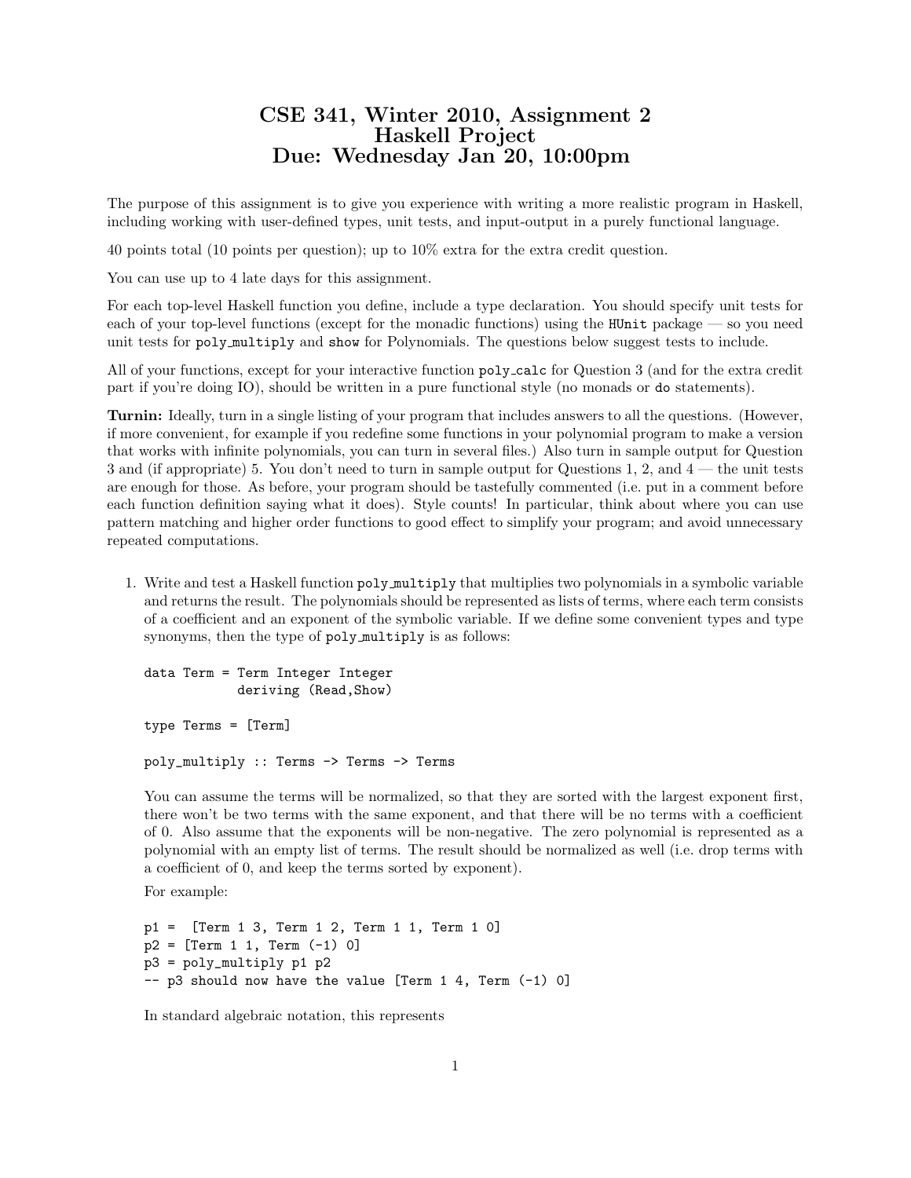# CSE 341, Winter 2010, Assignment 2
# Haskell Project
# Due: Wednesday Jan 20, 10:00pm

The purpose of this assignment is to give you experience with writing a more realistic program in Haskell, including working with user-defined types, unit tests, and input-output in a purely functional language.

40 points total (10 points per question); up to 10% extra for the extra credit question.

You can use up to 4 late days for this assignment.

For each top-level Haskell function you define, include a type declaration. You should specify unit tests for each of your top-level functions (except for the monadic functions) using the `HUnit` package — so you need unit tests for `poly_multiply` and `show` for Polynomials. The questions below suggest tests to include.

All of your functions, except for your interactive function `poly_calc` for Question 3 (and for the extra credit part if you're doing IO), should be written in a pure functional style (no monads or `do` statements).

**Turnin:** Ideally, turn in a single listing of your program that includes answers to all the questions. (However, if more convenient, for example if you redefine some functions in your polynomial program to make a version that works with infinite polynomials, you can turn in several files.) Also turn in sample output for Question 3 and (if appropriate) 5. You don't need to turn in sample output for Questions 1, 2, and 4 — the unit tests are enough for those. As before, your program should be tastefully commented (i.e. put in a comment before each function definition saying what it does). Style counts! In particular, think about where you can use pattern matching and higher order functions to good effect to simplify your program; and avoid unnecessary repeated computations.

1. Write and test a Haskell function `poly_multiply` that multiplies two polynomials in a symbolic variable and returns the result. The polynomials should be represented as lists of terms, where each term consists of a coefficient and an exponent of the symbolic variable. If we define some convenient types and type synonyms, then the type of `poly_multiply` is as follows:

```
data Term = Term Integer Integer
            deriving (Read,Show)

type Terms = [Term]

poly_multiply :: Terms -> Terms -> Terms
```

   You can assume the terms will be normalized, so that they are sorted with the largest exponent first, there won't be two terms with the same exponent, and that there will be no terms with a coefficient of 0. Also assume that the exponents will be non-negative. The zero polynomial is represented as a polynomial with an empty list of terms. The result should be normalized as well (i.e. drop terms with a coefficient of 0, and keep the terms sorted by exponent).

   For example:

```
p1 =  [Term 1 3, Term 1 2, Term 1 1, Term 1 0]
p2 = [Term 1 1, Term (-1) 0]
p3 = poly_multiply p1 p2
-- p3 should now have the value [Term 1 4, Term (-1) 0]
```

   In standard algebraic notation, this represents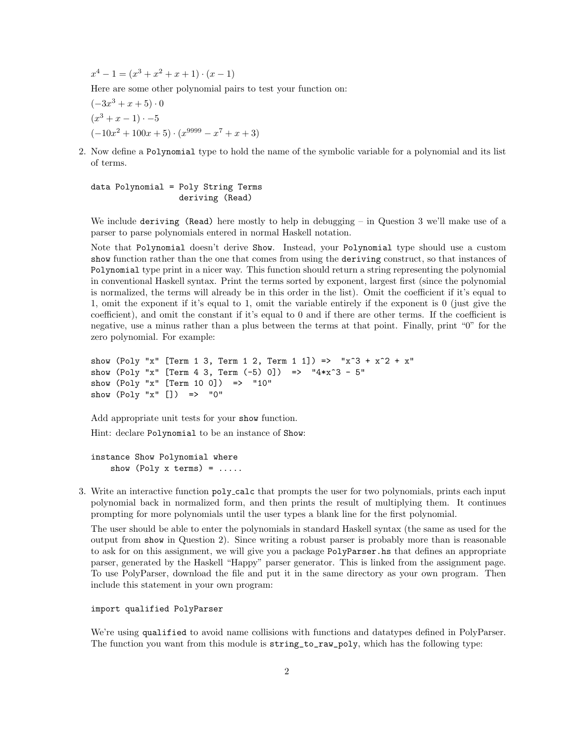$x^4 - 1 = (x^3 + x^2 + x + 1) \cdot (x - 1)$

Here are some other polynomial pairs to test your function on:

$(-3x^3 + x + 5) \cdot 0$

$(x^3 + x - 1) \cdot -5$

$(-10x^2 + 100x + 5) \cdot (x^{9999} - x^7 + x + 3)$

2. Now define a `Polynomial` type to hold the name of the symbolic variable for a polynomial and its list of terms.

```
data Polynomial = Poly String Terms
                  deriving (Read)
```

We include `deriving (Read)` here mostly to help in debugging – in Question 3 we'll make use of a parser to parse polynomials entered in normal Haskell notation.

Note that `Polynomial` doesn't derive `Show`. Instead, your `Polynomial` type should use a custom `show` function rather than the one that comes from using the `deriving` construct, so that instances of `Polynomial` type print in a nicer way. This function should return a string representing the polynomial in conventional Haskell syntax. Print the terms sorted by exponent, largest first (since the polynomial is normalized, the terms will already be in this order in the list). Omit the coefficient if it's equal to 1, omit the exponent if it's equal to 1, omit the variable entirely if the exponent is 0 (just give the coefficient), and omit the constant if it's equal to 0 and if there are other terms. If the coefficient is negative, use a minus rather than a plus between the terms at that point. Finally, print "0" for the zero polynomial. For example:

```
show (Poly "x" [Term 1 3, Term 1 2, Term 1 1]) =>  "x^3 + x^2 + x"
show (Poly "x" [Term 4 3, Term (-5) 0])  =>  "4*x^3 - 5"
show (Poly "x" [Term 10 0])  =>  "10"
show (Poly "x" [])  =>  "0"
```

Add appropriate unit tests for your `show` function.

Hint: declare `Polynomial` to be an instance of `Show`:

```
instance Show Polynomial where
    show (Poly x terms) = .....
```

3. Write an interactive function `poly_calc` that prompts the user for two polynomials, prints each input polynomial back in normalized form, and then prints the result of multiplying them. It continues prompting for more polynomials until the user types a blank line for the first polynomial.

The user should be able to enter the polynomials in standard Haskell syntax (the same as used for the output from `show` in Question 2). Since writing a robust parser is probably more than is reasonable to ask for on this assignment, we will give you a package `PolyParser.hs` that defines an appropriate parser, generated by the Haskell "Happy" parser generator. This is linked from the assignment page. To use PolyParser, download the file and put it in the same directory as your own program. Then include this statement in your own program:

```
import qualified PolyParser
```

We're using `qualified` to avoid name collisions with functions and datatypes defined in PolyParser. The function you want from this module is `string_to_raw_poly`, which has the following type: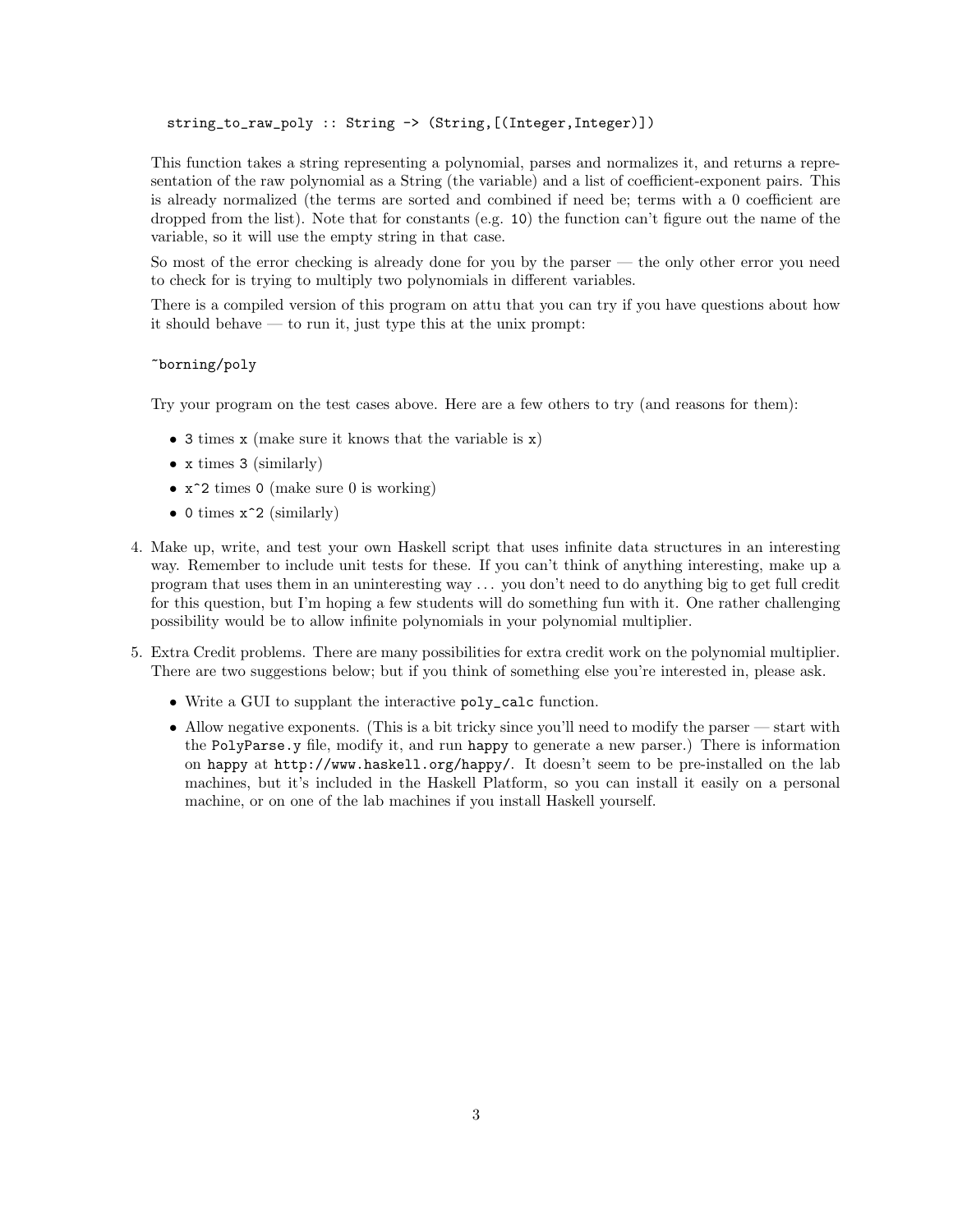```
string_to_raw_poly :: String -> (String,[(Integer,Integer)])
```

This function takes a string representing a polynomial, parses and normalizes it, and returns a representation of the raw polynomial as a String (the variable) and a list of coefficient-exponent pairs. This is already normalized (the terms are sorted and combined if need be; terms with a 0 coefficient are dropped from the list). Note that for constants (e.g. `10`) the function can't figure out the name of the variable, so it will use the empty string in that case.

So most of the error checking is already done for you by the parser — the only other error you need to check for is trying to multiply two polynomials in different variables.

There is a compiled version of this program on attu that you can try if you have questions about how it should behave — to run it, just type this at the unix prompt:

```
~borning/poly
```

Try your program on the test cases above. Here are a few others to try (and reasons for them):

- `3` times `x` (make sure it knows that the variable is `x`)
- `x` times `3` (similarly)
- `x^2` times `0` (make sure 0 is working)
- `0` times `x^2` (similarly)

4. Make up, write, and test your own Haskell script that uses infinite data structures in an interesting way. Remember to include unit tests for these. If you can't think of anything interesting, make up a program that uses them in an uninteresting way ... you don't need to do anything big to get full credit for this question, but I'm hoping a few students will do something fun with it. One rather challenging possibility would be to allow infinite polynomials in your polynomial multiplier.

5. Extra Credit problems. There are many possibilities for extra credit work on the polynomial multiplier. There are two suggestions below; but if you think of something else you're interested in, please ask.

   - Write a GUI to supplant the interactive `poly_calc` function.
   - Allow negative exponents. (This is a bit tricky since you'll need to modify the parser — start with the `PolyParse.y` file, modify it, and run `happy` to generate a new parser.) There is information on `happy` at `http://www.haskell.org/happy/`. It doesn't seem to be pre-installed on the lab machines, but it's included in the Haskell Platform, so you can install it easily on a personal machine, or on one of the lab machines if you install Haskell yourself.